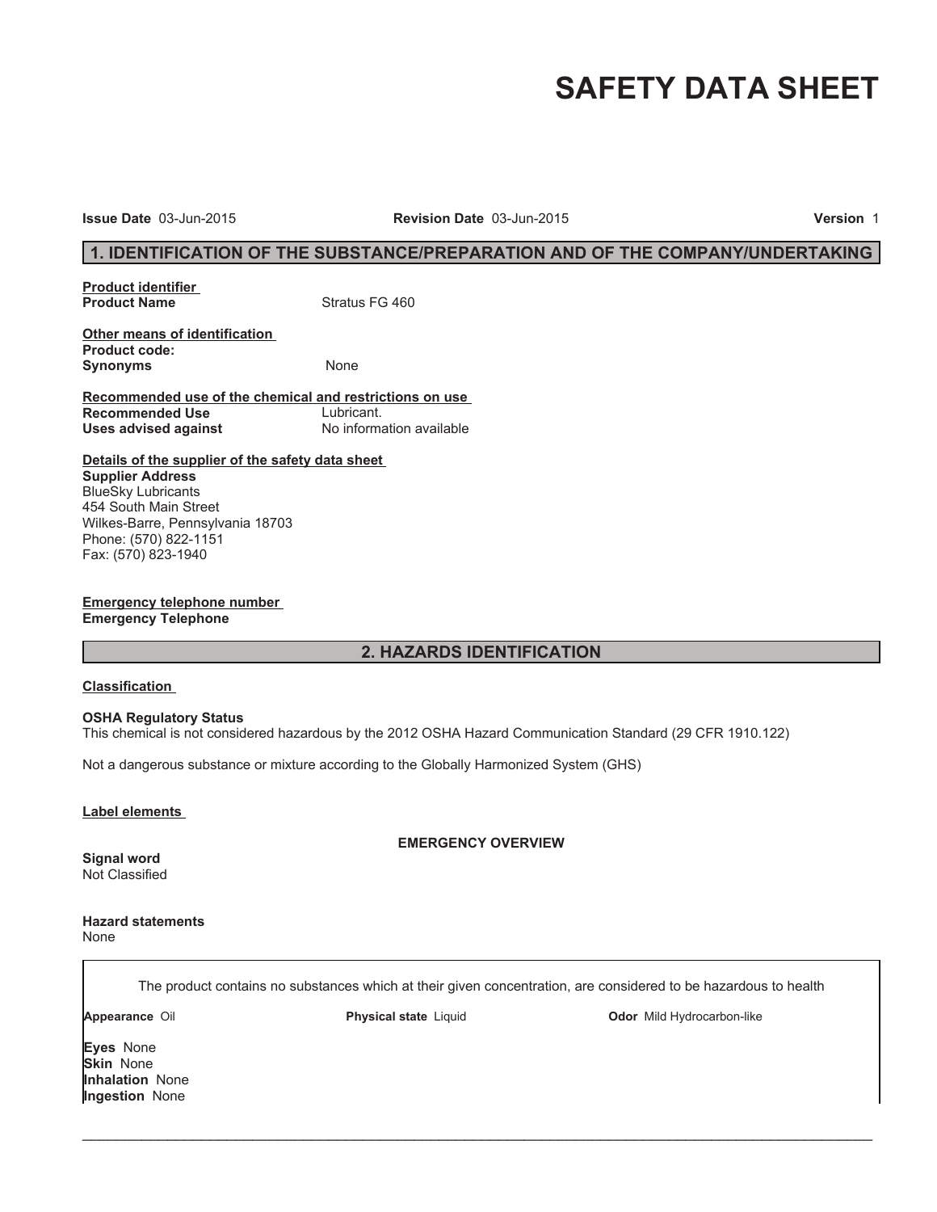# SAFETY DATA SHEET

**Issue Date** 03-Jun-2015 **Revision Date** 03-Jun-2015 **Version** 1

## 1. IDENTIFICATION OF THE SUBSTANCE/PREPARATION AND OF THE COMPANY/UNDERTAKING

**Product identifier**

**Product Name** Stratus FG 460

**Other means of identification**

**Product code:**

**Synonyms** None

**Recommended use of the chemical and restrictions on use**

**Recommended Use** Lubricant.

**Uses advised against** No information available

**Details of the supplier of the safety data sheet**

**Supplier Address**
BlueSky Lubricants
454 South Main Street
Wilkes-Barre, Pennsylvania 18703
Phone: (570) 822-1151
Fax: (570) 823-1940

**Emergency telephone number**

**Emergency Telephone**

## 2. HAZARDS IDENTIFICATION

**Classification**

**OSHA Regulatory Status**
This chemical is not considered hazardous by the 2012 OSHA Hazard Communication Standard (29 CFR 1910.122)

Not a dangerous substance or mixture according to the Globally Harmonized System (GHS)

**Label elements**

**EMERGENCY OVERVIEW**

**Signal word**
Not Classified

**Hazard statements**
None

The product contains no substances which at their given concentration, are considered to be hazardous to health

**Appearance** Oil **Physical state** Liquid **Odor** Mild Hydrocarbon-like

**Eyes** None
**Skin** None
**Inhalation** None
**Ingestion** None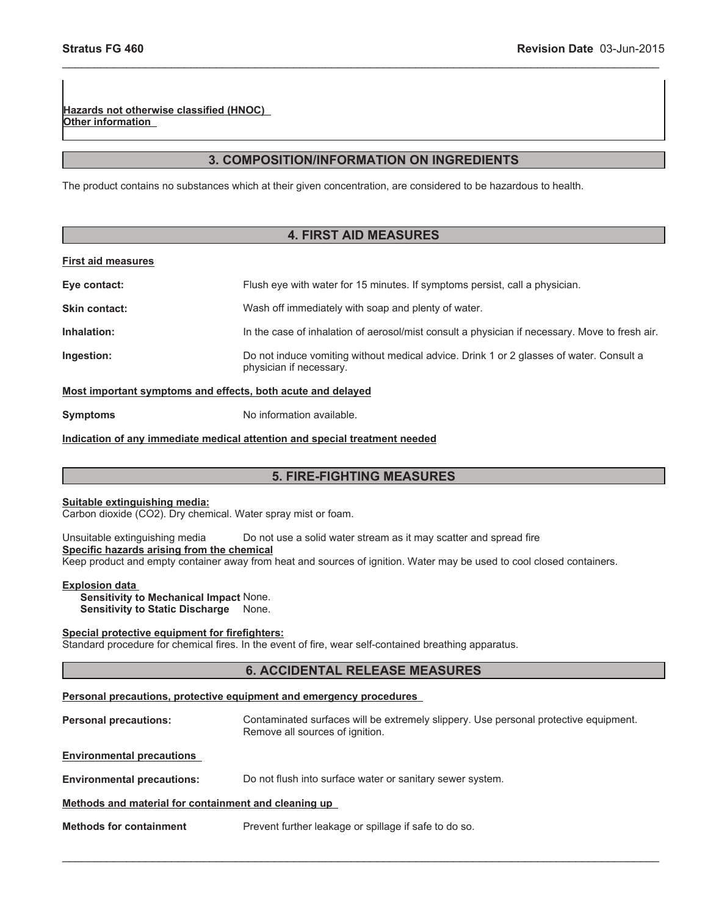**Hazards not otherwise classified (HNOC)**
**Other information**

## 3. COMPOSITION/INFORMATION ON INGREDIENTS

The product contains no substances which at their given concentration, are considered to be hazardous to health.

## 4. FIRST AID MEASURES

**First aid measures**

**Eye contact:** Flush eye with water for 15 minutes. If symptoms persist, call a physician.

**Skin contact:** Wash off immediately with soap and plenty of water.

**Inhalation:** In the case of inhalation of aerosol/mist consult a physician if necessary. Move to fresh air.

**Ingestion:** Do not induce vomiting without medical advice. Drink 1 or 2 glasses of water. Consult a physician if necessary.

**Most important symptoms and effects, both acute and delayed**

**Symptoms** No information available.

**Indication of any immediate medical attention and special treatment needed**

## 5. FIRE-FIGHTING MEASURES

**Suitable extinguishing media:**
Carbon dioxide ($CO_2$). Dry chemical. Water spray mist or foam.

Unsuitable extinguishing media Do not use a solid water stream as it may scatter and spread fire

**Specific hazards arising from the chemical**
Keep product and empty container away from heat and sources of ignition. Water may be used to cool closed containers.

**Explosion data**
**Sensitivity to Mechanical Impact** None.
**Sensitivity to Static Discharge** None.

**Special protective equipment for firefighters:**
Standard procedure for chemical fires. In the event of fire, wear self-contained breathing apparatus.

## 6. ACCIDENTAL RELEASE MEASURES

**Personal precautions, protective equipment and emergency procedures**

**Personal precautions:** Contaminated surfaces will be extremely slippery. Use personal protective equipment. Remove all sources of ignition.

**Environmental precautions**

**Environmental precautions:** Do not flush into surface water or sanitary sewer system.

**Methods and material for containment and cleaning up**

**Methods for containment** Prevent further leakage or spillage if safe to do so.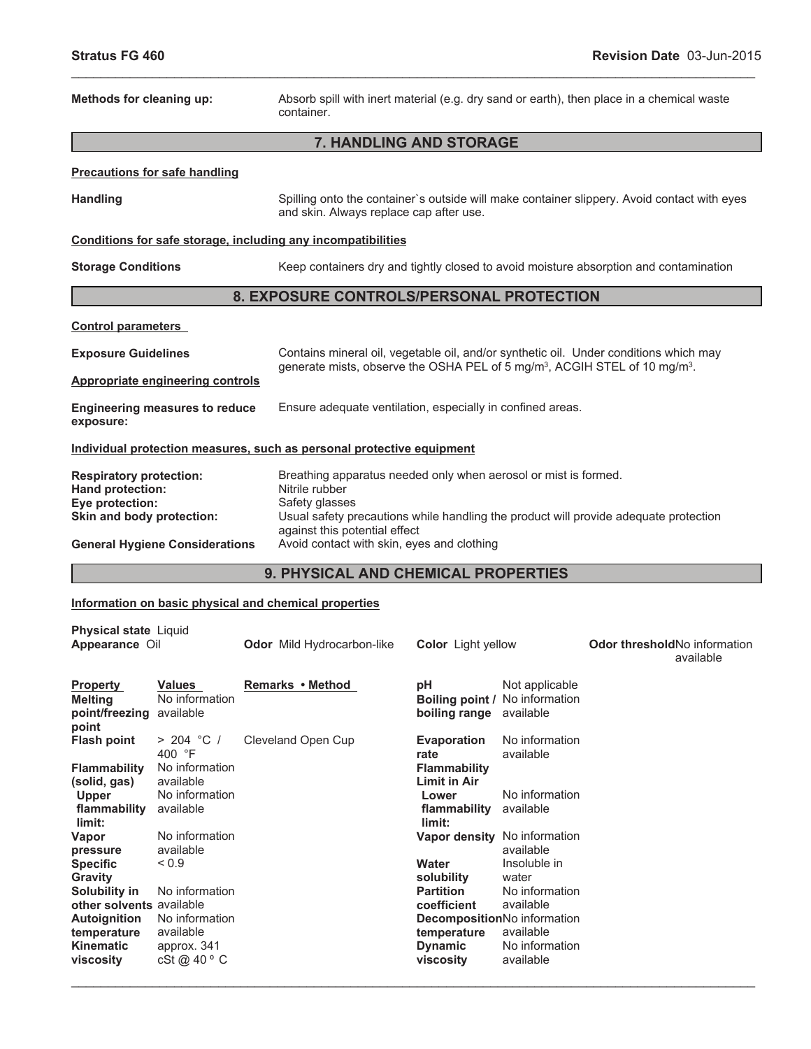**Methods for cleaning up:** Absorb spill with inert material (e.g. dry sand or earth), then place in a chemical waste container.

## 7. HANDLING AND STORAGE

**Precautions for safe handling**

**Handling** Spilling onto the container`s outside will make container slippery. Avoid contact with eyes and skin. Always replace cap after use.

**Conditions for safe storage, including any incompatibilities**

**Storage Conditions** Keep containers dry and tightly closed to avoid moisture absorption and contamination

## 8. EXPOSURE CONTROLS/PERSONAL PROTECTION

**Control parameters**

**Exposure Guidelines** Contains mineral oil, vegetable oil, and/or synthetic oil. Under conditions which may generate mists, observe the OSHA PEL of 5 mg/m$^3$, ACGIH STEL of 10 mg/m$^3$.

**Appropriate engineering controls**

**Engineering measures to reduce exposure:** Ensure adequate ventilation, especially in confined areas.

**Individual protection measures, such as personal protective equipment**

**Respiratory protection:** Breathing apparatus needed only when aerosol or mist is formed.
**Hand protection:** Nitrile rubber
**Eye protection:** Safety glasses
**Skin and body protection:** Usual safety precautions while handling the product will provide adequate protection against this potential effect
**General Hygiene Considerations** Avoid contact with skin, eyes and clothing

## 9. PHYSICAL AND CHEMICAL PROPERTIES

**Information on basic physical and chemical properties**

**Physical state** Liquid
**Appearance** Oil | **Odor** Mild Hydrocarbon-like | **Color** Light yellow | **Odor threshold** No information available

| Property | Values | Remarks • Method | Property | Values |
|---|---|---|---|---|
| Melting point/freezing point | No information available | | pH | Not applicable |
| Flash point | > 204 °C / 400 °F | Cleveland Open Cup | Boiling point / boiling range | No information available |
| Flammability (solid, gas) | No information available | | Evaporation rate | No information available |
| Upper flammability limit: | No information available | | Flammability Limit in Air | |
| Vapor pressure | No information available | | Lower flammability limit: | No information available |
| Specific Gravity | < 0.9 | | Vapor density | No information available |
| Solubility in other solvents | No information available | | Water solubility | Insoluble in water |
| Autoignition temperature | No information available | | Partition coefficient | No information available |
| Kinematic viscosity | approx. 341 cSt @ 40 º C | | Decomposition temperature | No information available |
| | | | Dynamic viscosity | No information available |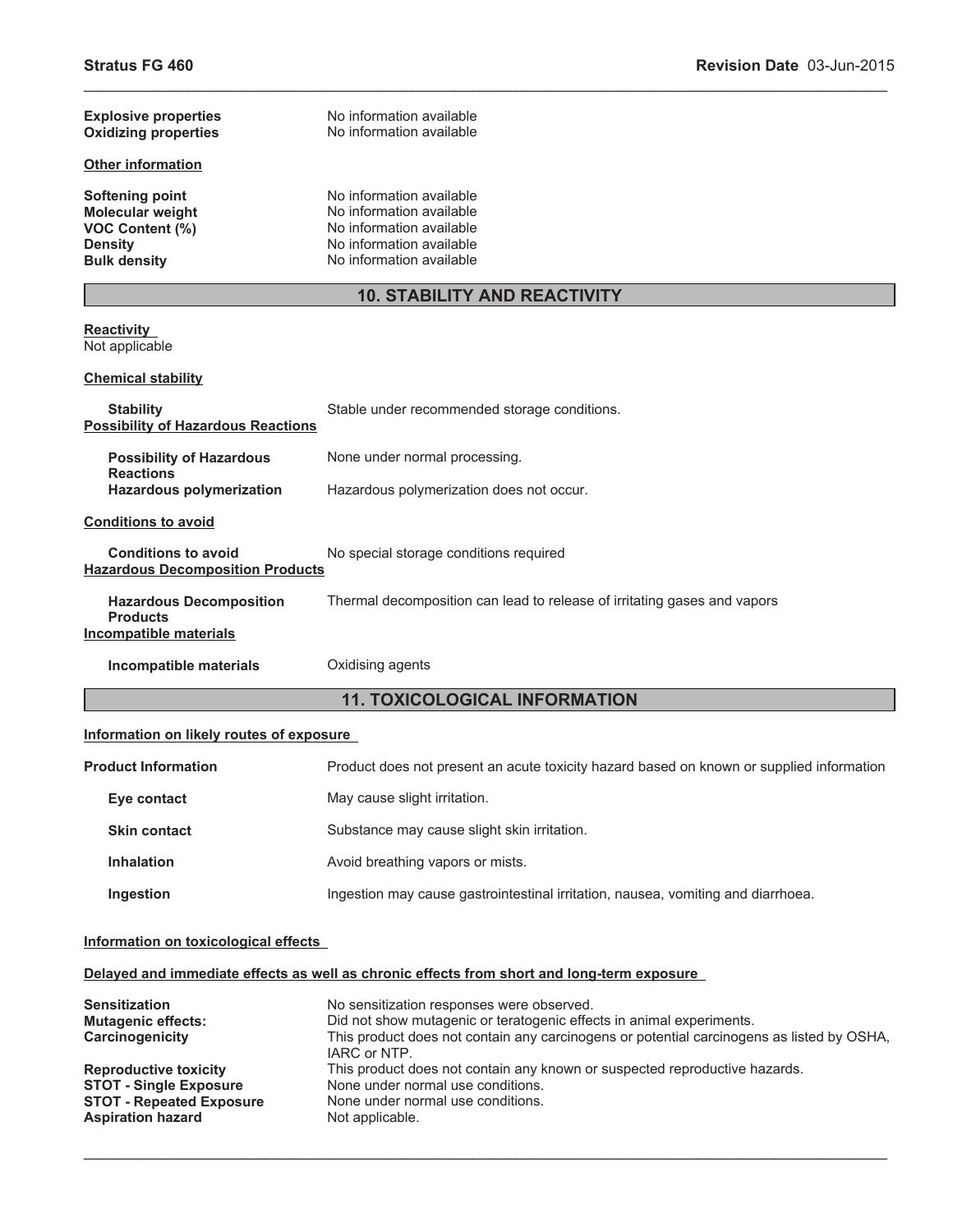| | |
|---|---|
| **Explosive properties** | No information available |
| **Oxidizing properties** | No information available |

**Other information**

| | |
|---|---|
| **Softening point** | No information available |
| **Molecular weight** | No information available |
| **VOC Content (%)** | No information available |
| **Density** | No information available |
| **Bulk density** | No information available |

## 10. STABILITY AND REACTIVITY

**Reactivity**

Not applicable

**Chemical stability**

| | |
|---|---|
| **Stability** | Stable under recommended storage conditions. |

**Possibility of Hazardous Reactions**

| | |
|---|---|
| **Possibility of Hazardous Reactions** | None under normal processing. |
| **Hazardous polymerization** | Hazardous polymerization does not occur. |

**Conditions to avoid**

| | |
|---|---|
| **Conditions to avoid** | No special storage conditions required |

**Hazardous Decomposition Products**

| | |
|---|---|
| **Hazardous Decomposition Products** | Thermal decomposition can lead to release of irritating gases and vapors |

**Incompatible materials**

| | |
|---|---|
| **Incompatible materials** | Oxidising agents |

## 11. TOXICOLOGICAL INFORMATION

**Information on likely routes of exposure**

| | |
|---|---|
| **Product Information** | Product does not present an acute toxicity hazard based on known or supplied information |
| **Eye contact** | May cause slight irritation. |
| **Skin contact** | Substance may cause slight skin irritation. |
| **Inhalation** | Avoid breathing vapors or mists. |
| **Ingestion** | Ingestion may cause gastrointestinal irritation, nausea, vomiting and diarrhoea. |

**Information on toxicological effects**

**Delayed and immediate effects as well as chronic effects from short and long-term exposure**

| | |
|---|---|
| **Sensitization** | No sensitization responses were observed. |
| **Mutagenic effects:** | Did not show mutagenic or teratogenic effects in animal experiments. |
| **Carcinogenicity** | This product does not contain any carcinogens or potential carcinogens as listed by OSHA, IARC or NTP. |
| **Reproductive toxicity** | This product does not contain any known or suspected reproductive hazards. |
| **STOT - Single Exposure** | None under normal use conditions. |
| **STOT - Repeated Exposure** | None under normal use conditions. |
| **Aspiration hazard** | Not applicable. |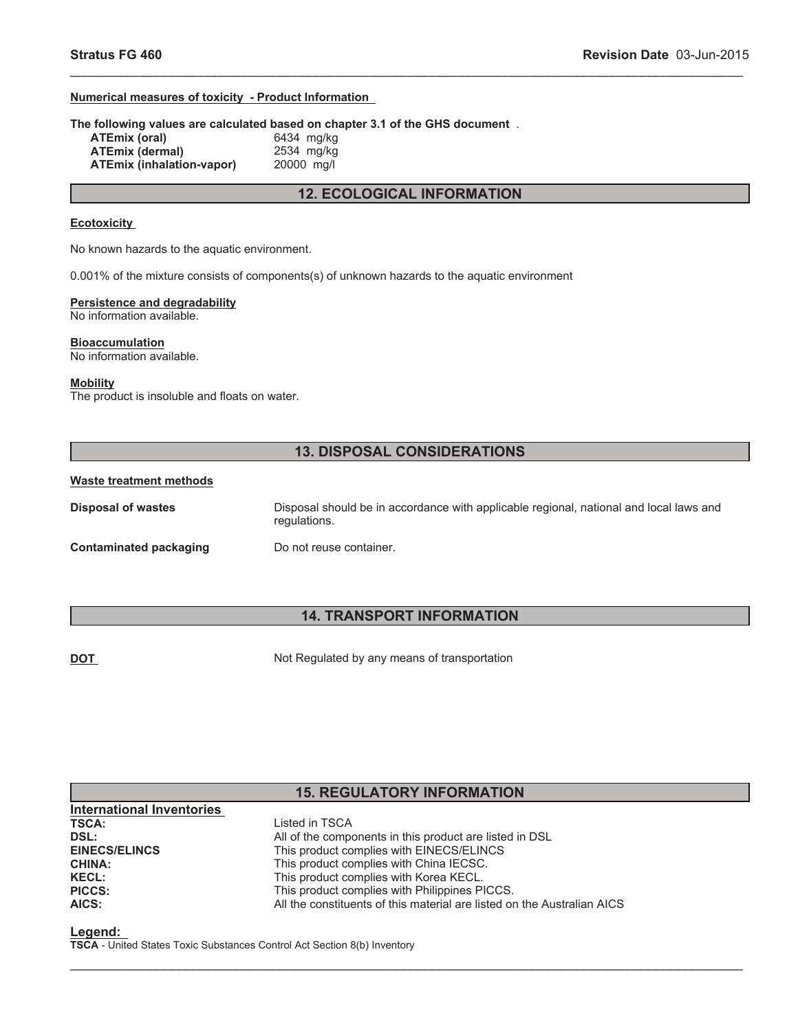**Numerical measures of toxicity - Product Information**

**The following values are calculated based on chapter 3.1 of the GHS document** .

| | |
|---|---|
| **ATEmix (oral)** | 6434 mg/kg |
| **ATEmix (dermal)** | 2534 mg/kg |
| **ATEmix (inhalation-vapor)** | 20000 mg/l |

## 12. ECOLOGICAL INFORMATION

**Ecotoxicity**

No known hazards to the aquatic environment.

0.001% of the mixture consists of components(s) of unknown hazards to the aquatic environment

**Persistence and degradability**
No information available.

**Bioaccumulation**
No information available.

**Mobility**
The product is insoluble and floats on water.

## 13. DISPOSAL CONSIDERATIONS

**Waste treatment methods**

| | |
|---|---|
| **Disposal of wastes** | Disposal should be in accordance with applicable regional, national and local laws and regulations. |
| **Contaminated packaging** | Do not reuse container. |

## 14. TRANSPORT INFORMATION

| | |
|---|---|
| **DOT** | Not Regulated by any means of transportation |

## 15. REGULATORY INFORMATION

**International Inventories**

| | |
|---|---|
| **TSCA:** | Listed in TSCA |
| **DSL:** | All of the components in this product are listed in DSL |
| **EINECS/ELINCS** | This product complies with EINECS/ELINCS |
| **CHINA:** | This product complies with China IECSC. |
| **KECL:** | This product complies with Korea KECL. |
| **PICCS:** | This product complies with Philippines PICCS. |
| **AICS:** | All the constituents of this material are listed on the Australian AICS |

**Legend:**
**TSCA** - United States Toxic Substances Control Act Section 8(b) Inventory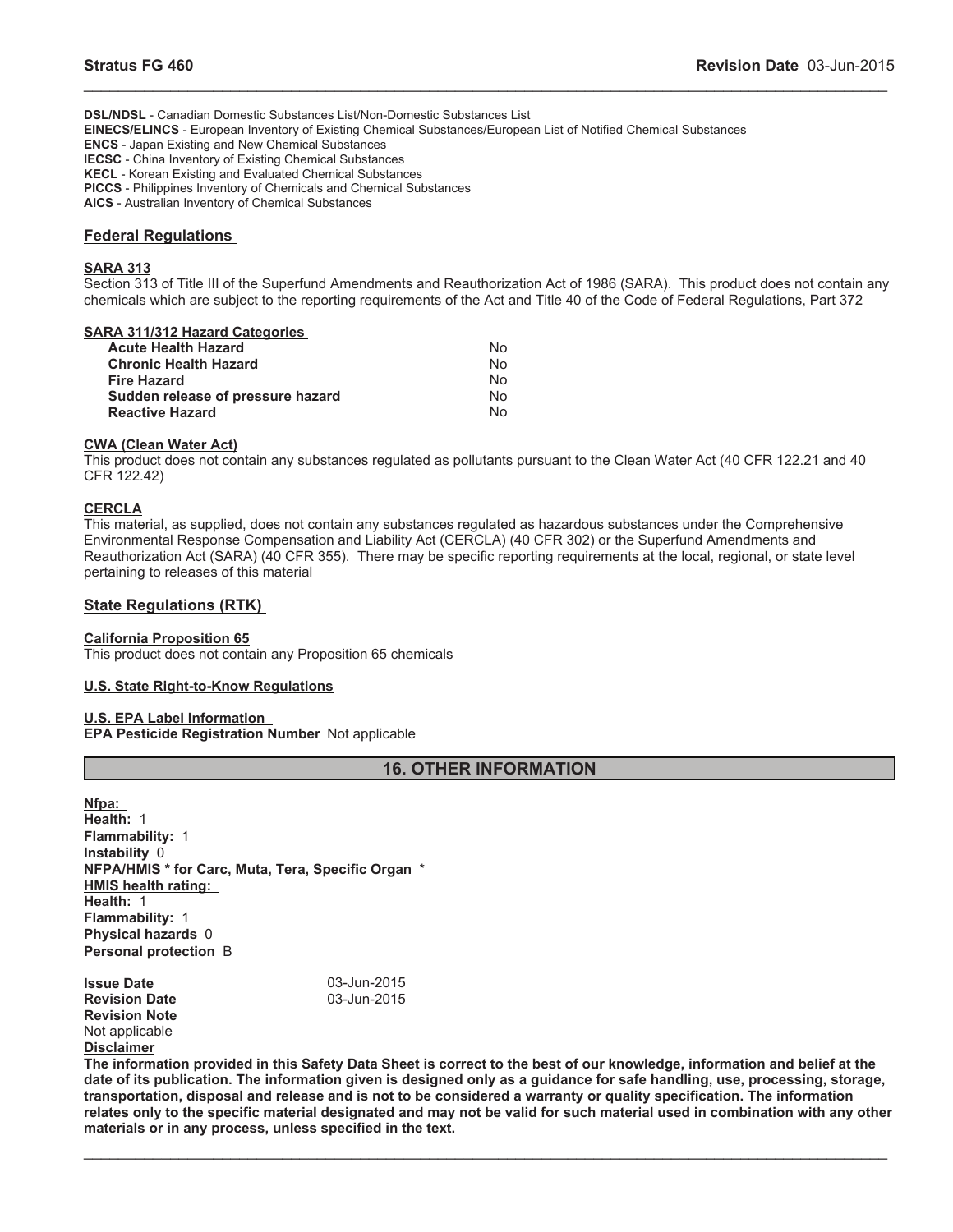**DSL/NDSL** - Canadian Domestic Substances List/Non-Domestic Substances List
**EINECS/ELINCS** - European Inventory of Existing Chemical Substances/European List of Notified Chemical Substances
**ENCS** - Japan Existing and New Chemical Substances
**IECSC** - China Inventory of Existing Chemical Substances
**KECL** - Korean Existing and Evaluated Chemical Substances
**PICCS** - Philippines Inventory of Chemicals and Chemical Substances
**AICS** - Australian Inventory of Chemical Substances

## Federal Regulations

### SARA 313

Section 313 of Title III of the Superfund Amendments and Reauthorization Act of 1986 (SARA). This product does not contain any chemicals which are subject to the reporting requirements of the Act and Title 40 of the Code of Federal Regulations, Part 372

### SARA 311/312 Hazard Categories

| | |
|---|---|
| **Acute Health Hazard** | No |
| **Chronic Health Hazard** | No |
| **Fire Hazard** | No |
| **Sudden release of pressure hazard** | No |
| **Reactive Hazard** | No |

### CWA (Clean Water Act)

This product does not contain any substances regulated as pollutants pursuant to the Clean Water Act (40 CFR 122.21 and 40 CFR 122.42)

### CERCLA

This material, as supplied, does not contain any substances regulated as hazardous substances under the Comprehensive Environmental Response Compensation and Liability Act (CERCLA) (40 CFR 302) or the Superfund Amendments and Reauthorization Act (SARA) (40 CFR 355). There may be specific reporting requirements at the local, regional, or state level pertaining to releases of this material

## State Regulations (RTK)

### California Proposition 65

This product does not contain any Proposition 65 chemicals

### U.S. State Right-to-Know Regulations

### U.S. EPA Label Information

**EPA Pesticide Registration Number** Not applicable

## 16. OTHER INFORMATION

**Nfpa:**
**Health:** 1
**Flammability:** 1
**Instability** 0
**NFPA/HMIS * for Carc, Muta, Tera, Specific Organ** *
**HMIS health rating:**
**Health:** 1
**Flammability:** 1
**Physical hazards** 0
**Personal protection** B

**Issue Date** 03-Jun-2015
**Revision Date** 03-Jun-2015
**Revision Note**
Not applicable
**Disclaimer**
**The information provided in this Safety Data Sheet is correct to the best of our knowledge, information and belief at the date of its publication. The information given is designed only as a guidance for safe handling, use, processing, storage, transportation, disposal and release and is not to be considered a warranty or quality specification. The information relates only to the specific material designated and may not be valid for such material used in combination with any other materials or in any process, unless specified in the text.**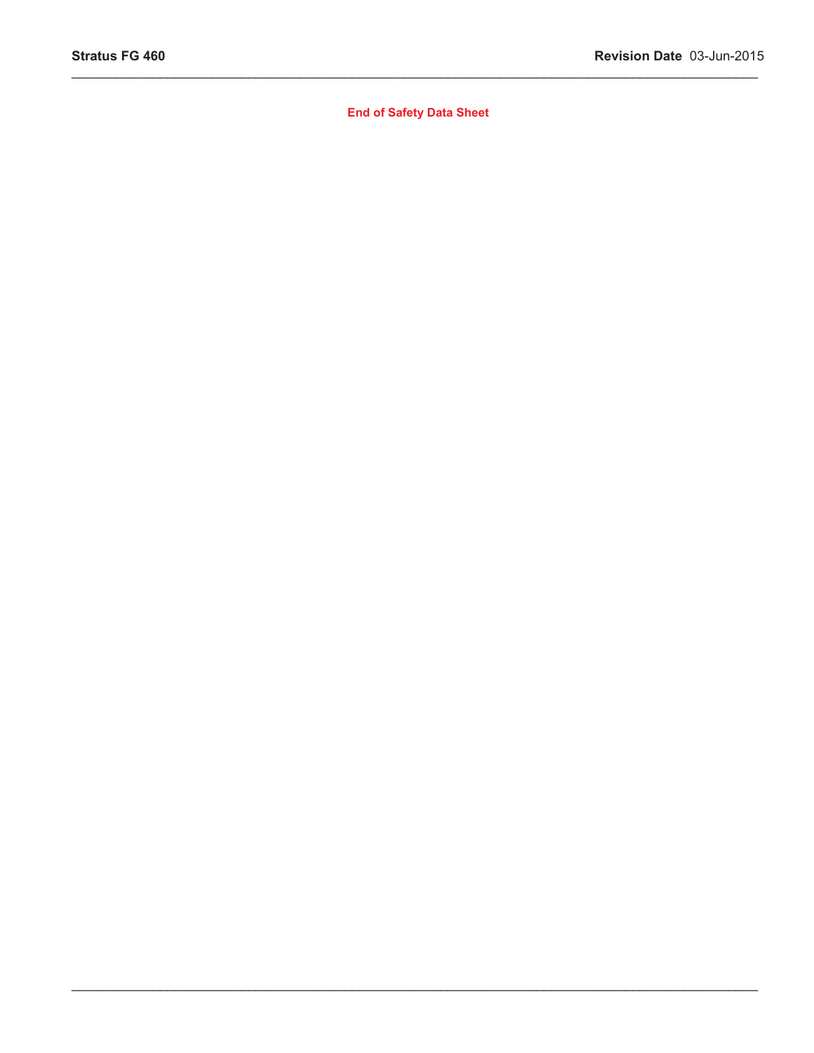**End of Safety Data Sheet**